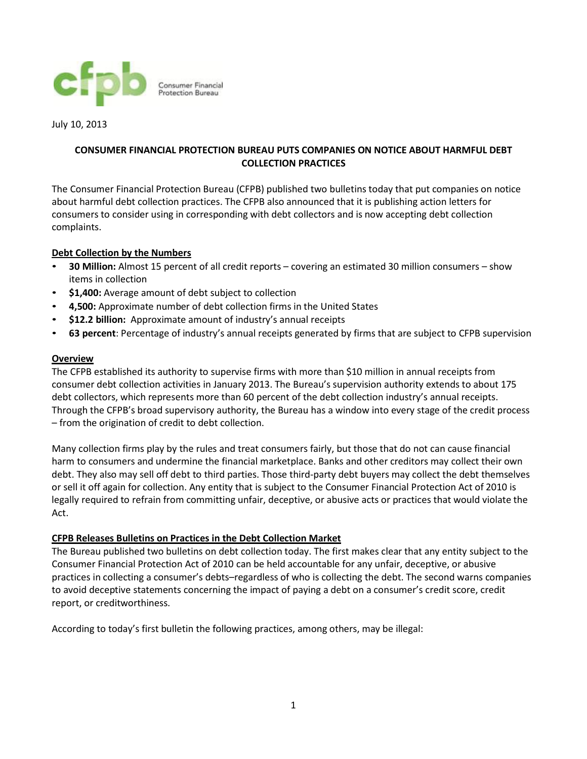cfpb Consumer Financial Protection Bureau

July 10, 2013

## CONSUMER FINANCIAL PROTECTION BUREAU PUTS COMPANIES ON NOTICE ABOUT HARMFUL DEBT COLLECTION PRACTICES

The Consumer Financial Protection Bureau (CFPB) published two bulletins today that put companies on notice about harmful debt collection practices. The CFPB also announced that it is publishing action letters for consumers to consider using in corresponding with debt collectors and is now accepting debt collection complaints.

### Debt Collection by the Numbers

- **30 Million:** Almost 15 percent of all credit reports – covering an estimated 30 million consumers – show items in collection
- **$1,400:** Average amount of debt subject to collection
- **4,500:** Approximate number of debt collection firms in the United States
- **$12.2 billion:** Approximate amount of industry's annual receipts
- **63 percent**: Percentage of industry's annual receipts generated by firms that are subject to CFPB supervision

### Overview

The CFPB established its authority to supervise firms with more than $10 million in annual receipts from consumer debt collection activities in January 2013. The Bureau's supervision authority extends to about 175 debt collectors, which represents more than 60 percent of the debt collection industry's annual receipts. Through the CFPB's broad supervisory authority, the Bureau has a window into every stage of the credit process – from the origination of credit to debt collection.

Many collection firms play by the rules and treat consumers fairly, but those that do not can cause financial harm to consumers and undermine the financial marketplace. Banks and other creditors may collect their own debt. They also may sell off debt to third parties. Those third-party debt buyers may collect the debt themselves or sell it off again for collection. Any entity that is subject to the Consumer Financial Protection Act of 2010 is legally required to refrain from committing unfair, deceptive, or abusive acts or practices that would violate the Act.

### CFPB Releases Bulletins on Practices in the Debt Collection Market

The Bureau published two bulletins on debt collection today. The first makes clear that any entity subject to the Consumer Financial Protection Act of 2010 can be held accountable for any unfair, deceptive, or abusive practices in collecting a consumer's debts–regardless of who is collecting the debt. The second warns companies to avoid deceptive statements concerning the impact of paying a debt on a consumer's credit score, credit report, or creditworthiness.

According to today's first bulletin the following practices, among others, may be illegal: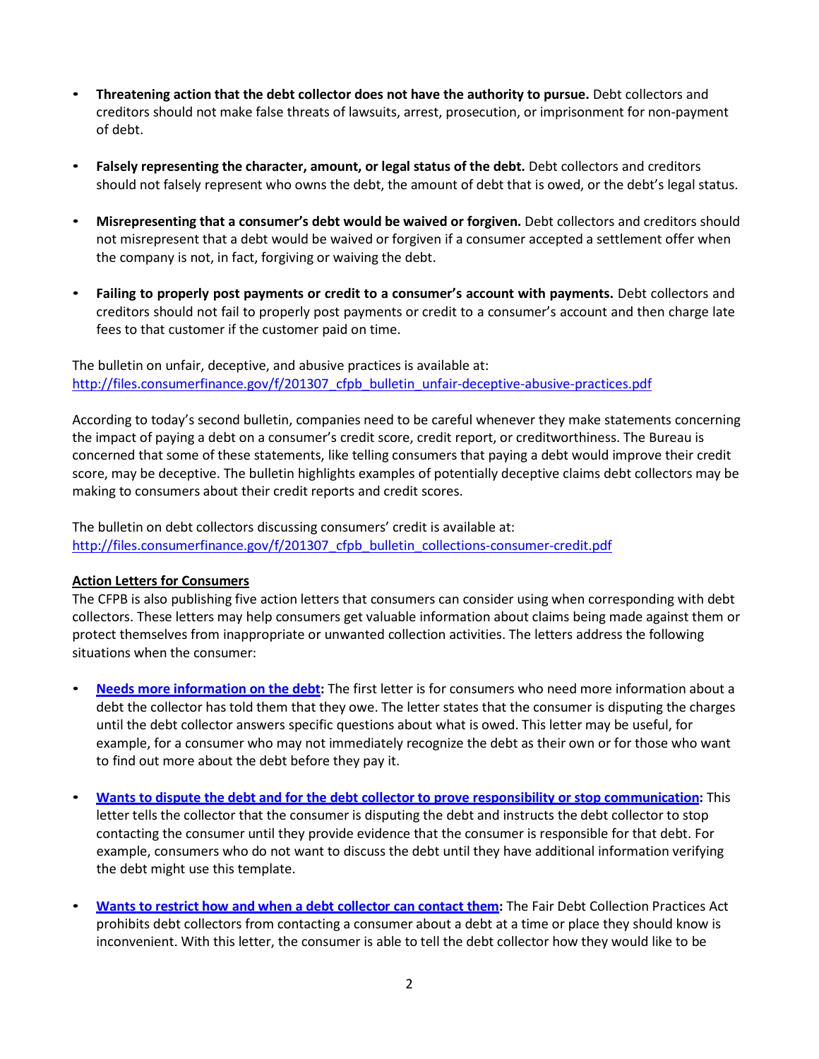- **Threatening action that the debt collector does not have the authority to pursue.** Debt collectors and creditors should not make false threats of lawsuits, arrest, prosecution, or imprisonment for non-payment of debt.

- **Falsely representing the character, amount, or legal status of the debt.** Debt collectors and creditors should not falsely represent who owns the debt, the amount of debt that is owed, or the debt's legal status.

- **Misrepresenting that a consumer's debt would be waived or forgiven.** Debt collectors and creditors should not misrepresent that a debt would be waived or forgiven if a consumer accepted a settlement offer when the company is not, in fact, forgiving or waiving the debt.

- **Failing to properly post payments or credit to a consumer's account with payments.** Debt collectors and creditors should not fail to properly post payments or credit to a consumer's account and then charge late fees to that customer if the customer paid on time.

The bulletin on unfair, deceptive, and abusive practices is available at:
[http://files.consumerfinance.gov/f/201307_cfpb_bulletin_unfair-deceptive-abusive-practices.pdf](http://files.consumerfinance.gov/f/201307_cfpb_bulletin_unfair-deceptive-abusive-practices.pdf)

According to today's second bulletin, companies need to be careful whenever they make statements concerning the impact of paying a debt on a consumer's credit score, credit report, or creditworthiness. The Bureau is concerned that some of these statements, like telling consumers that paying a debt would improve their credit score, may be deceptive. The bulletin highlights examples of potentially deceptive claims debt collectors may be making to consumers about their credit reports and credit scores.

The bulletin on debt collectors discussing consumers' credit is available at:
[http://files.consumerfinance.gov/f/201307_cfpb_bulletin_collections-consumer-credit.pdf](http://files.consumerfinance.gov/f/201307_cfpb_bulletin_collections-consumer-credit.pdf)

**Action Letters for Consumers**

The CFPB is also publishing five action letters that consumers can consider using when corresponding with debt collectors. These letters may help consumers get valuable information about claims being made against them or protect themselves from inappropriate or unwanted collection activities. The letters address the following situations when the consumer:

- **Needs more information on the debt:** The first letter is for consumers who need more information about a debt the collector has told them that they owe. The letter states that the consumer is disputing the charges until the debt collector answers specific questions about what is owed. This letter may be useful, for example, for a consumer who may not immediately recognize the debt as their own or for those who want to find out more about the debt before they pay it.

- **Wants to dispute the debt and for the debt collector to prove responsibility or stop communication:** This letter tells the collector that the consumer is disputing the debt and instructs the debt collector to stop contacting the consumer until they provide evidence that the consumer is responsible for that debt. For example, consumers who do not want to discuss the debt until they have additional information verifying the debt might use this template.

- **Wants to restrict how and when a debt collector can contact them:** The Fair Debt Collection Practices Act prohibits debt collectors from contacting a consumer about a debt at a time or place they should know is inconvenient. With this letter, the consumer is able to tell the debt collector how they would like to be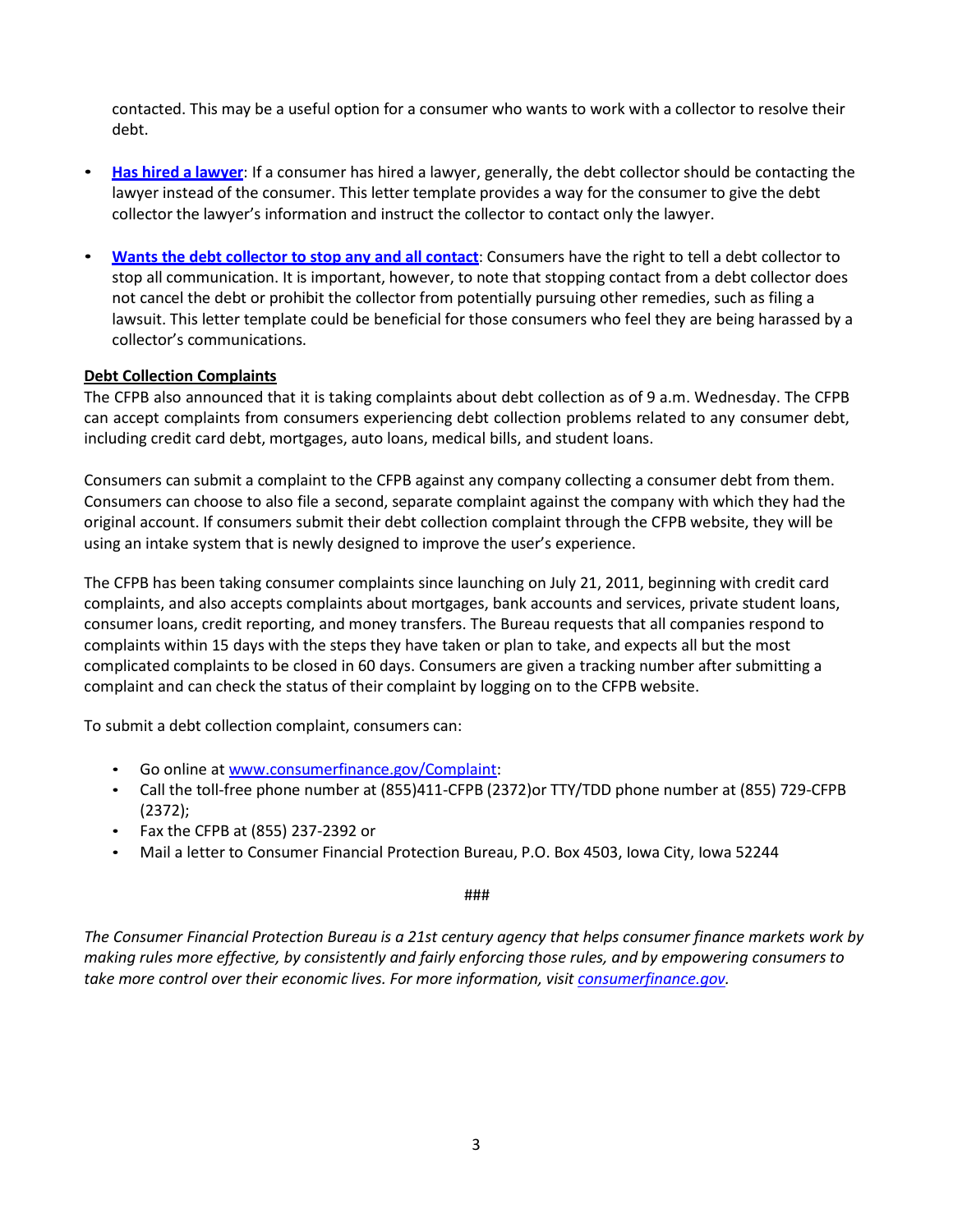contacted. This may be a useful option for a consumer who wants to work with a collector to resolve their debt.

- **Has hired a lawyer**: If a consumer has hired a lawyer, generally, the debt collector should be contacting the lawyer instead of the consumer. This letter template provides a way for the consumer to give the debt collector the lawyer's information and instruct the collector to contact only the lawyer.

- **Wants the debt collector to stop any and all contact**: Consumers have the right to tell a debt collector to stop all communication. It is important, however, to note that stopping contact from a debt collector does not cancel the debt or prohibit the collector from potentially pursuing other remedies, such as filing a lawsuit. This letter template could be beneficial for those consumers who feel they are being harassed by a collector's communications.

**Debt Collection Complaints**

The CFPB also announced that it is taking complaints about debt collection as of 9 a.m. Wednesday. The CFPB can accept complaints from consumers experiencing debt collection problems related to any consumer debt, including credit card debt, mortgages, auto loans, medical bills, and student loans.

Consumers can submit a complaint to the CFPB against any company collecting a consumer debt from them. Consumers can choose to also file a second, separate complaint against the company with which they had the original account. If consumers submit their debt collection complaint through the CFPB website, they will be using an intake system that is newly designed to improve the user's experience.

The CFPB has been taking consumer complaints since launching on July 21, 2011, beginning with credit card complaints, and also accepts complaints about mortgages, bank accounts and services, private student loans, consumer loans, credit reporting, and money transfers. The Bureau requests that all companies respond to complaints within 15 days with the steps they have taken or plan to take, and expects all but the most complicated complaints to be closed in 60 days. Consumers are given a tracking number after submitting a complaint and can check the status of their complaint by logging on to the CFPB website.

To submit a debt collection complaint, consumers can:

- Go online at www.consumerfinance.gov/Complaint:
- Call the toll-free phone number at (855)411-CFPB (2372)or TTY/TDD phone number at (855) 729-CFPB (2372);
- Fax the CFPB at (855) 237-2392 or
- Mail a letter to Consumer Financial Protection Bureau, P.O. Box 4503, Iowa City, Iowa 52244

###

*The Consumer Financial Protection Bureau is a 21st century agency that helps consumer finance markets work by making rules more effective, by consistently and fairly enforcing those rules, and by empowering consumers to take more control over their economic lives. For more information, visit consumerfinance.gov.*